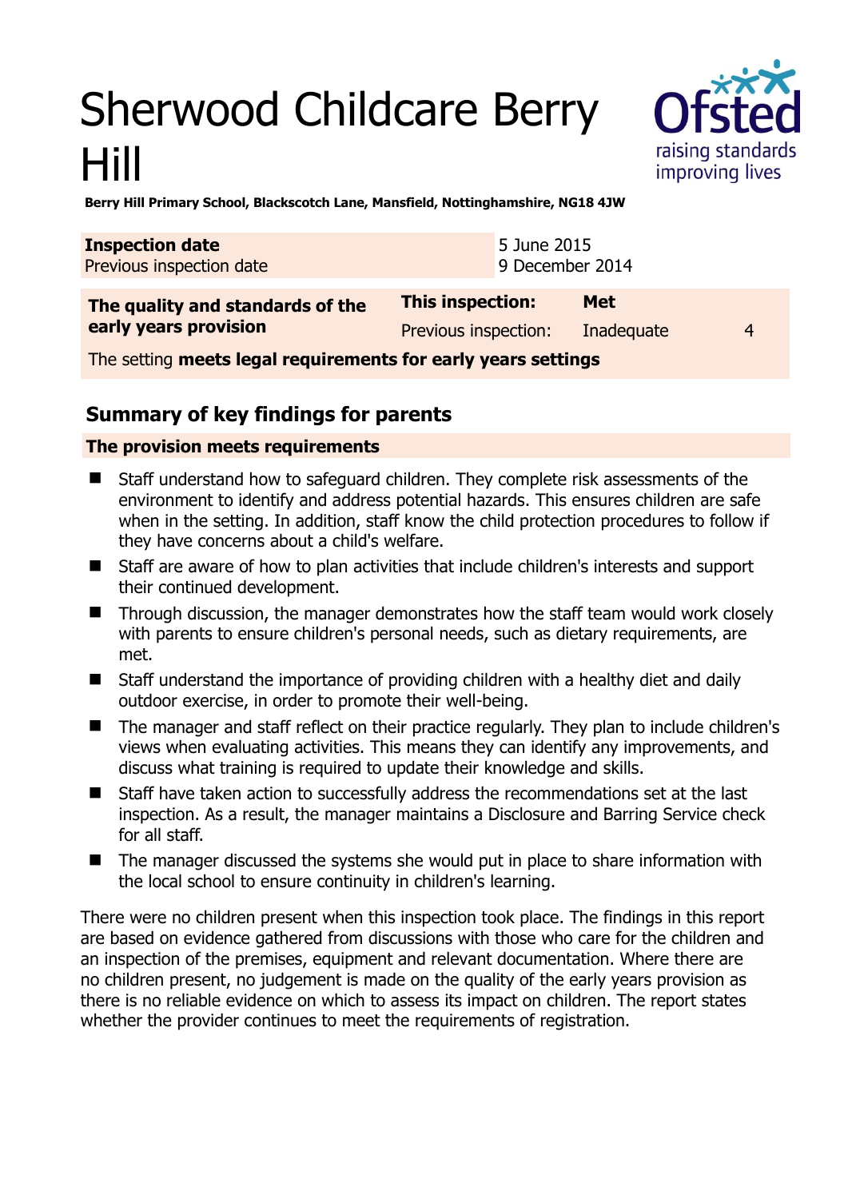# Sherwood Childcare Berry Hill

**Berry Hill Primary School, Blackscotch Lane, Mansfield, Nottinghamshire, NG18 4JW**

| **Inspection date** | 5 June 2015 |
|---|---|
| Previous inspection date | 9 December 2014 |

| **The quality and standards of the early years provision** | **This inspection:** | **Met** | |
|---|---|---|---|
| | Previous inspection: | Inadequate | 4 |
| The setting **meets legal requirements for early years settings** | | | |

## Summary of key findings for parents

**The provision meets requirements**

- Staff understand how to safeguard children. They complete risk assessments of the environment to identify and address potential hazards. This ensures children are safe when in the setting. In addition, staff know the child protection procedures to follow if they have concerns about a child's welfare.
- Staff are aware of how to plan activities that include children's interests and support their continued development.
- Through discussion, the manager demonstrates how the staff team would work closely with parents to ensure children's personal needs, such as dietary requirements, are met.
- Staff understand the importance of providing children with a healthy diet and daily outdoor exercise, in order to promote their well-being.
- The manager and staff reflect on their practice regularly. They plan to include children's views when evaluating activities. This means they can identify any improvements, and discuss what training is required to update their knowledge and skills.
- Staff have taken action to successfully address the recommendations set at the last inspection. As a result, the manager maintains a Disclosure and Barring Service check for all staff.
- The manager discussed the systems she would put in place to share information with the local school to ensure continuity in children's learning.

There were no children present when this inspection took place. The findings in this report are based on evidence gathered from discussions with those who care for the children and an inspection of the premises, equipment and relevant documentation. Where there are no children present, no judgement is made on the quality of the early years provision as there is no reliable evidence on which to assess its impact on children. The report states whether the provider continues to meet the requirements of registration.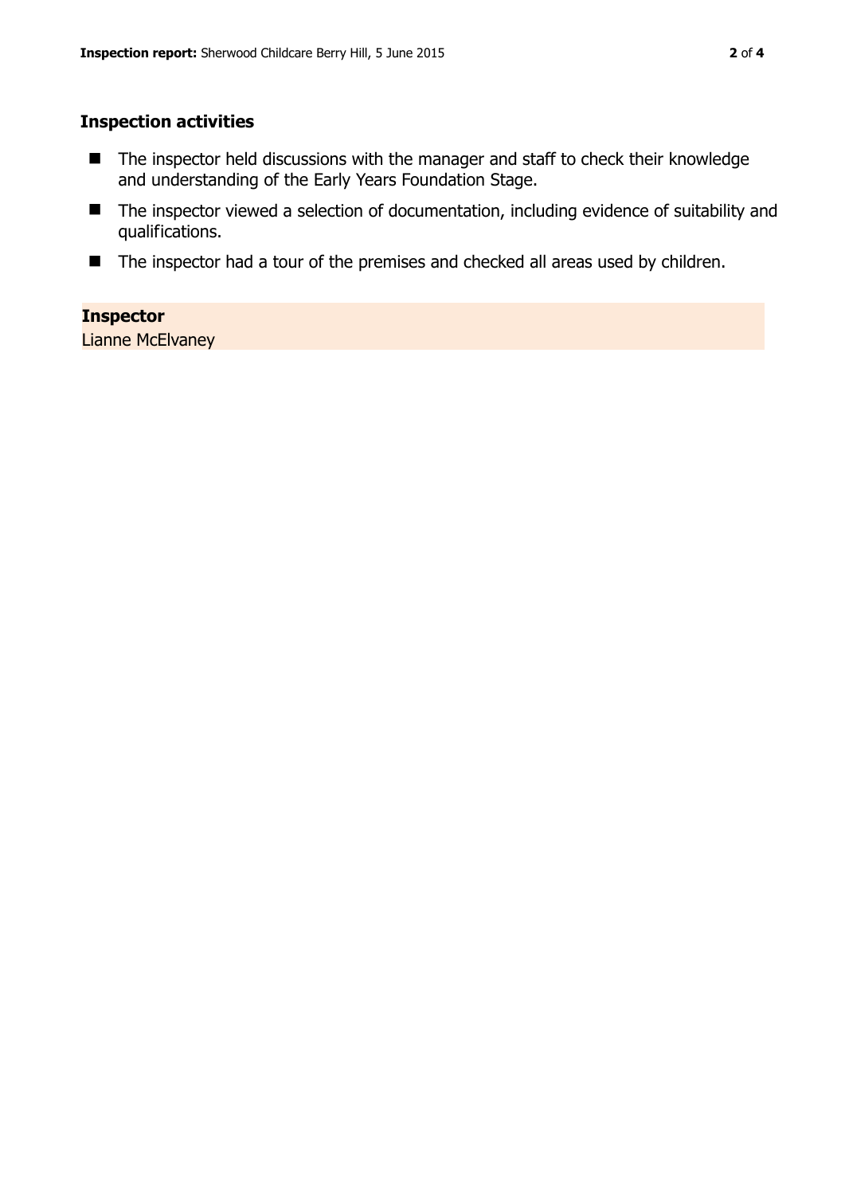### Inspection activities

- The inspector held discussions with the manager and staff to check their knowledge and understanding of the Early Years Foundation Stage.
- The inspector viewed a selection of documentation, including evidence of suitability and qualifications.
- The inspector had a tour of the premises and checked all areas used by children.

**Inspector**
Lianne McElvaney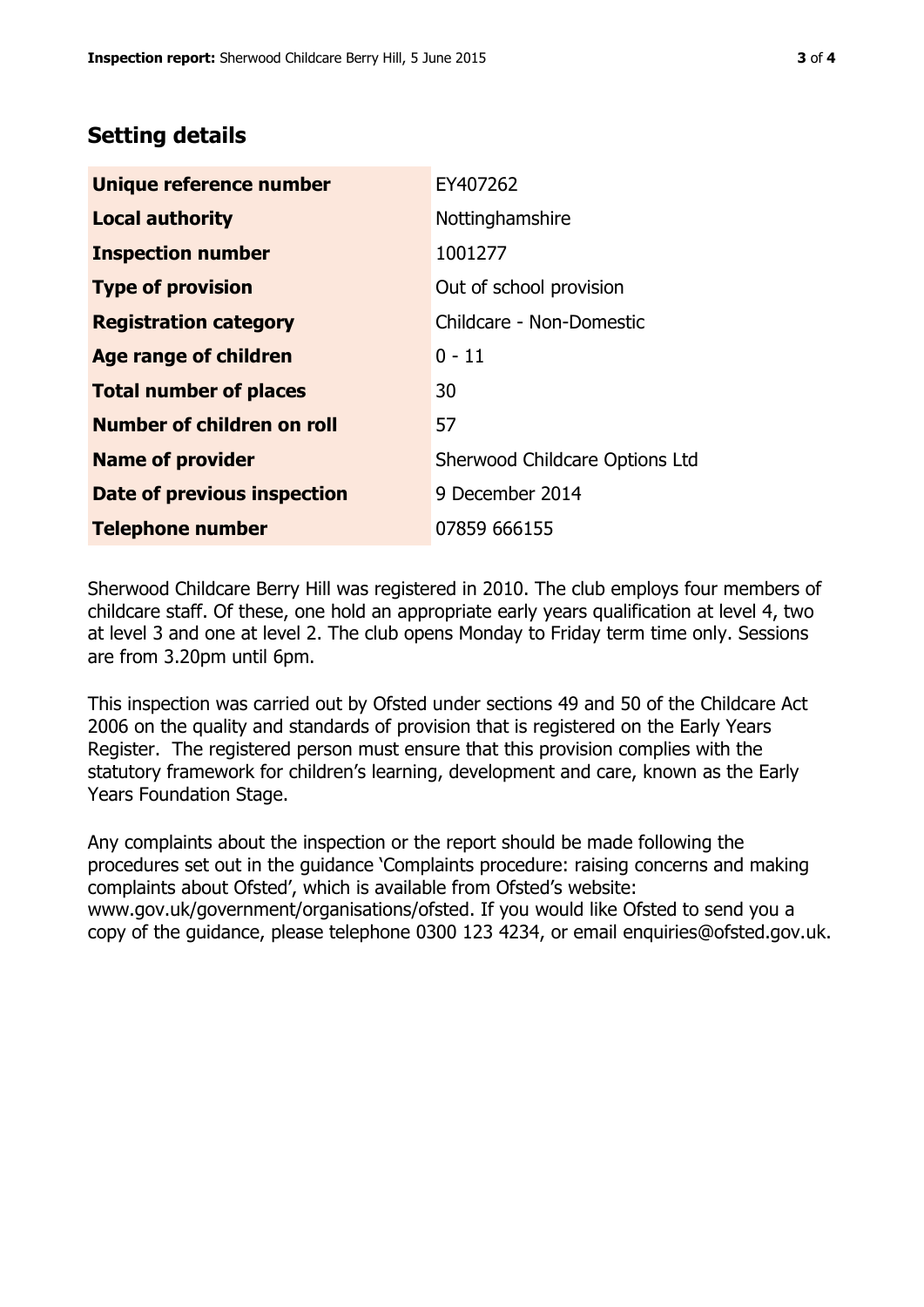## Setting details

| | |
|---|---|
| **Unique reference number** | EY407262 |
| **Local authority** | Nottinghamshire |
| **Inspection number** | 1001277 |
| **Type of provision** | Out of school provision |
| **Registration category** | Childcare - Non-Domestic |
| **Age range of children** | 0 - 11 |
| **Total number of places** | 30 |
| **Number of children on roll** | 57 |
| **Name of provider** | Sherwood Childcare Options Ltd |
| **Date of previous inspection** | 9 December 2014 |
| **Telephone number** | 07859 666155 |

Sherwood Childcare Berry Hill was registered in 2010. The club employs four members of childcare staff. Of these, one hold an appropriate early years qualification at level 4, two at level 3 and one at level 2. The club opens Monday to Friday term time only. Sessions are from 3.20pm until 6pm.

This inspection was carried out by Ofsted under sections 49 and 50 of the Childcare Act 2006 on the quality and standards of provision that is registered on the Early Years Register. The registered person must ensure that this provision complies with the statutory framework for children's learning, development and care, known as the Early Years Foundation Stage.

Any complaints about the inspection or the report should be made following the procedures set out in the guidance 'Complaints procedure: raising concerns and making complaints about Ofsted', which is available from Ofsted's website: www.gov.uk/government/organisations/ofsted. If you would like Ofsted to send you a copy of the guidance, please telephone 0300 123 4234, or email enquiries@ofsted.gov.uk.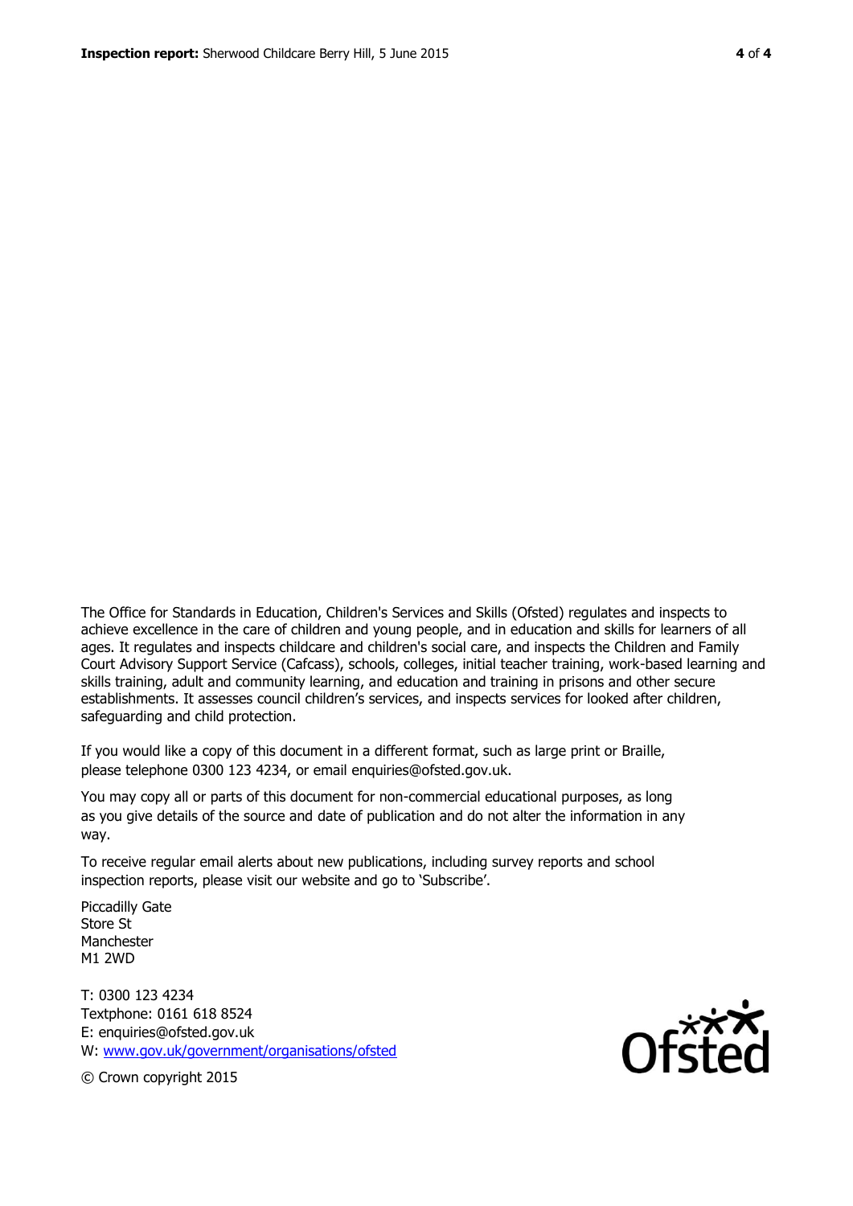The Office for Standards in Education, Children's Services and Skills (Ofsted) regulates and inspects to achieve excellence in the care of children and young people, and in education and skills for learners of all ages. It regulates and inspects childcare and children's social care, and inspects the Children and Family Court Advisory Support Service (Cafcass), schools, colleges, initial teacher training, work-based learning and skills training, adult and community learning, and education and training in prisons and other secure establishments. It assesses council children's services, and inspects services for looked after children, safeguarding and child protection.

If you would like a copy of this document in a different format, such as large print or Braille, please telephone 0300 123 4234, or email enquiries@ofsted.gov.uk.

You may copy all or parts of this document for non-commercial educational purposes, as long as you give details of the source and date of publication and do not alter the information in any way.

To receive regular email alerts about new publications, including survey reports and school inspection reports, please visit our website and go to 'Subscribe'.

Piccadilly Gate
Store St
Manchester
M1 2WD

T: 0300 123 4234
Textphone: 0161 618 8524
E: enquiries@ofsted.gov.uk
W: www.gov.uk/government/organisations/ofsted

© Crown copyright 2015